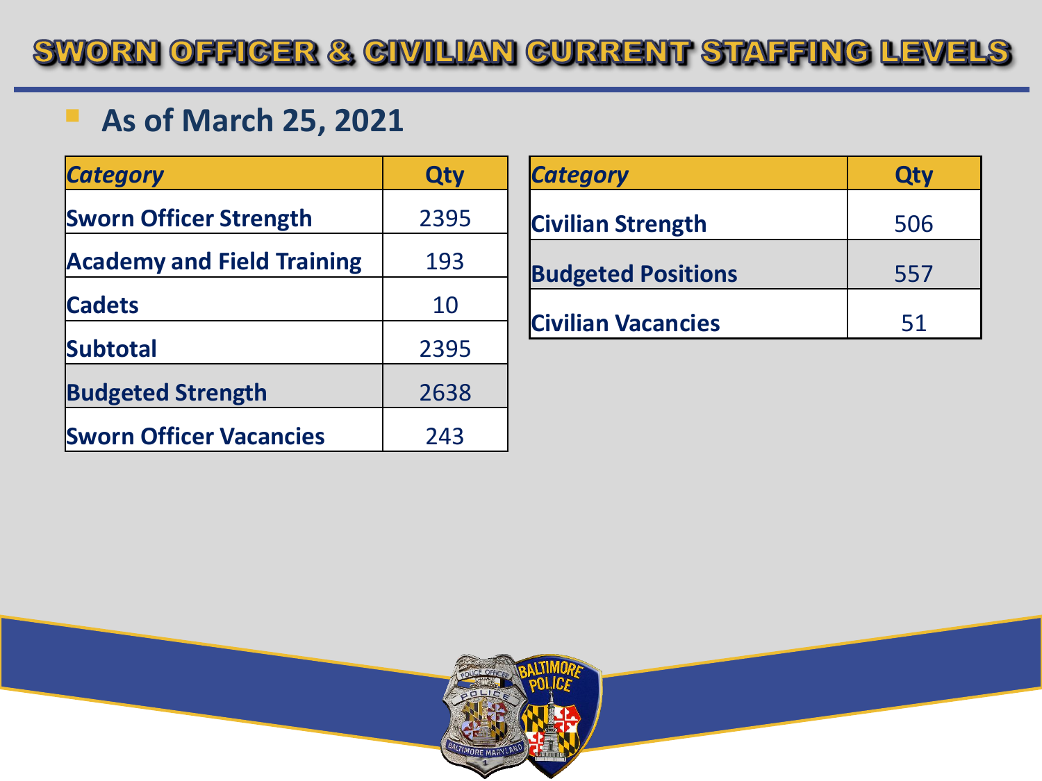# SWORN OFFICER & CIVILIAN CURRENT STAFFING LEVELS

- **As of March 25, 2021**

| *Category* | Qty |
|---|---|
| **Sworn Officer Strength** | 2395 |
| **Academy and Field Training** | 193 |
| **Cadets** | 10 |
| **Subtotal** | 2395 |
| **Budgeted Strength** | 2638 |
| **Sworn Officer Vacancies** | 243 |

| *Category* | Qty |
|---|---|
| **Civilian Strength** | 506 |
| **Budgeted Positions** | 557 |
| **Civilian Vacancies** | 51 |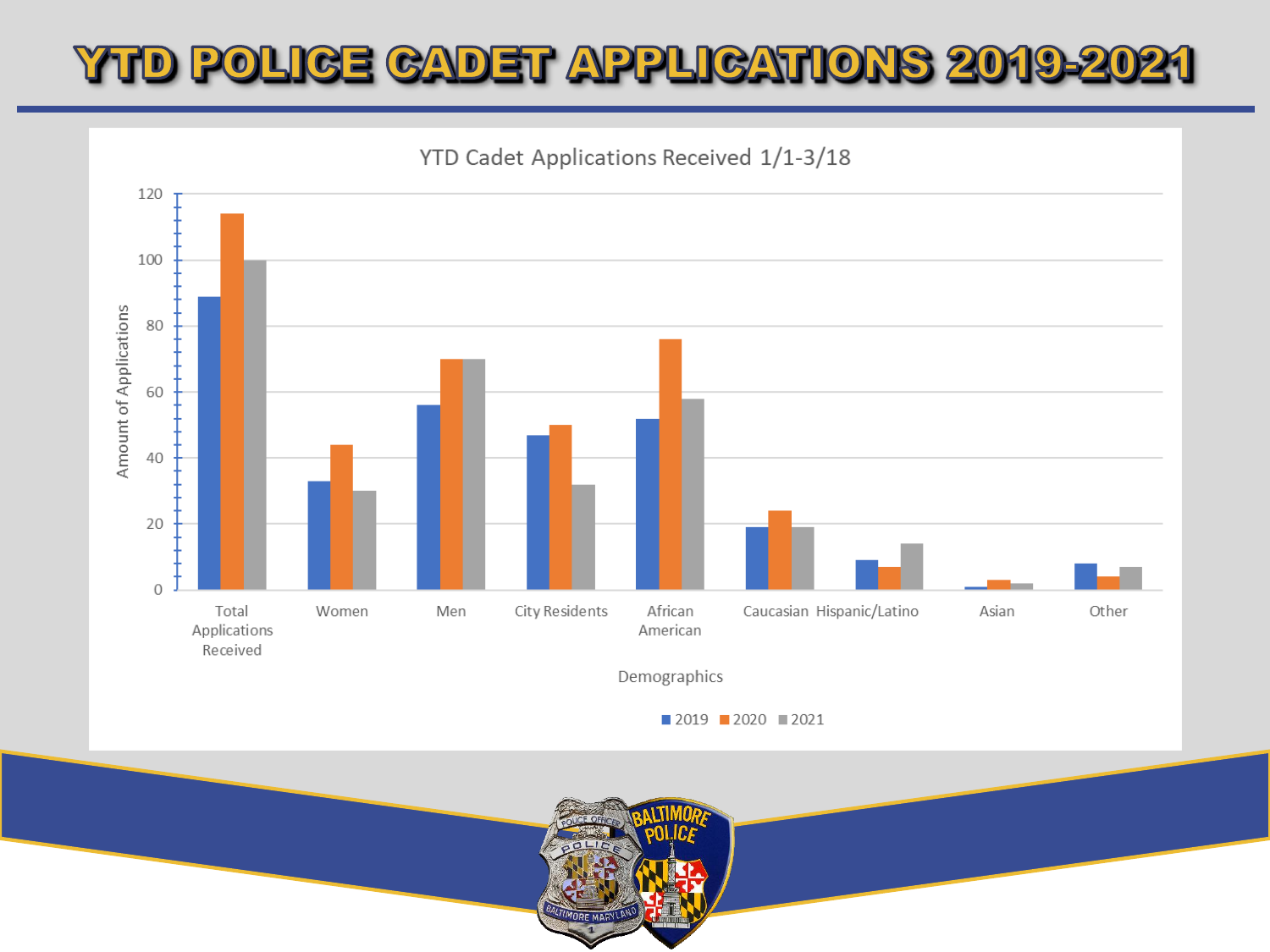# YTD POLICE CADET APPLICATIONS 2019-2021

YTD Cadet Applications Received 1/1-3/18

Amount of Applications

120
100
80
60
40
20
0

Total Applications Received
Women
Men
City Residents
African American
Caucasian
Hispanic/Latino
Asian
Other

Demographics

2019
2020
2021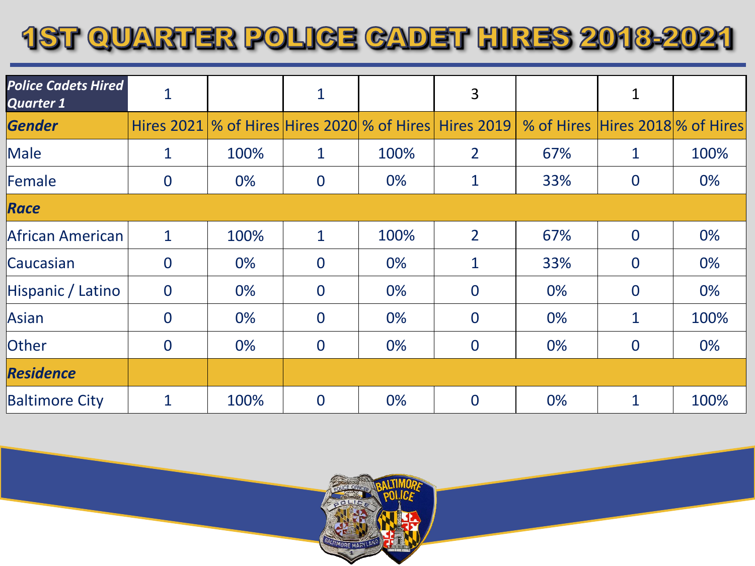# 1ST QUARTER POLICE CADET HIRES 2018-2021

| ***Police Cadets Hired Quarter 1*** | 1 | | 1 | | 3 | | 1 | |
|---|---|---|---|---|---|---|---|---|
| ***Gender*** | Hires 2021 | % of Hires | Hires 2020 | % of Hires | Hires 2019 | % of Hires | Hires 2018 | % of Hires |
| Male | 1 | 100% | 1 | 100% | 2 | 67% | 1 | 100% |
| Female | 0 | 0% | 0 | 0% | 1 | 33% | 0 | 0% |
| ***Race*** | | | | | | | | |
| African American | 1 | 100% | 1 | 100% | 2 | 67% | 0 | 0% |
| Caucasian | 0 | 0% | 0 | 0% | 1 | 33% | 0 | 0% |
| Hispanic / Latino | 0 | 0% | 0 | 0% | 0 | 0% | 0 | 0% |
| Asian | 0 | 0% | 0 | 0% | 0 | 0% | 1 | 100% |
| Other | 0 | 0% | 0 | 0% | 0 | 0% | 0 | 0% |
| ***Residence*** | | | | | | | | |
| Baltimore City | 1 | 100% | 0 | 0% | 0 | 0% | 1 | 100% |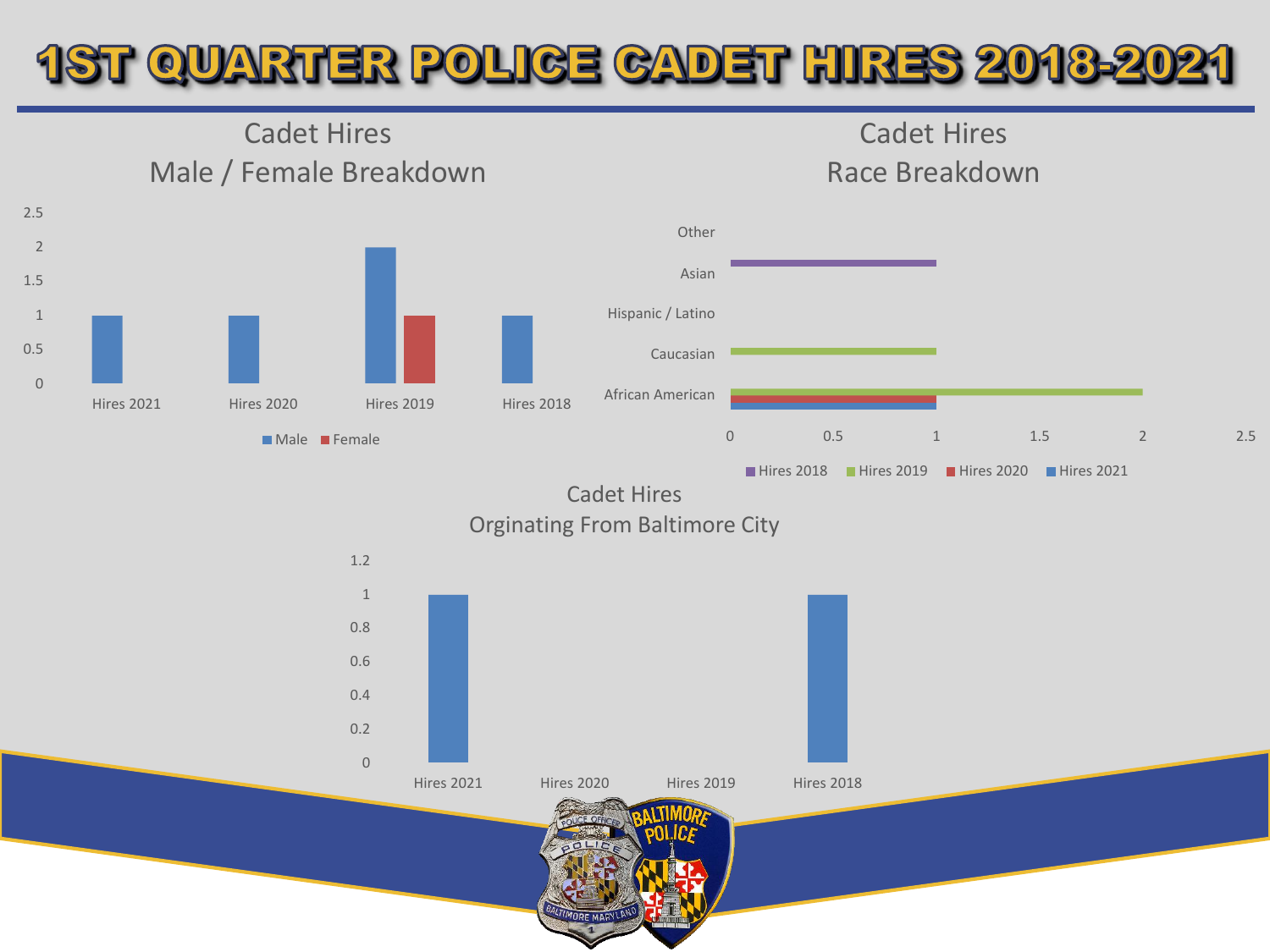# 1ST QUARTER POLICE CADET HIRES 2018-2021

## Cadet Hires
## Male / Female Breakdown

2.5
2
1.5
1
0.5
0

Hires 2021
Hires 2020
Hires 2019
Hires 2018

Male
Female

## Cadet Hires
## Race Breakdown

Other
Asian
Hispanic / Latino
Caucasian
African American

0
0.5
1
1.5
2
2.5

Hires 2018
Hires 2019
Hires 2020
Hires 2021

## Cadet Hires
## Orginating From Baltimore City

1.2
1
0.8
0.6
0.4
0.2
0

Hires 2021
Hires 2020
Hires 2019
Hires 2018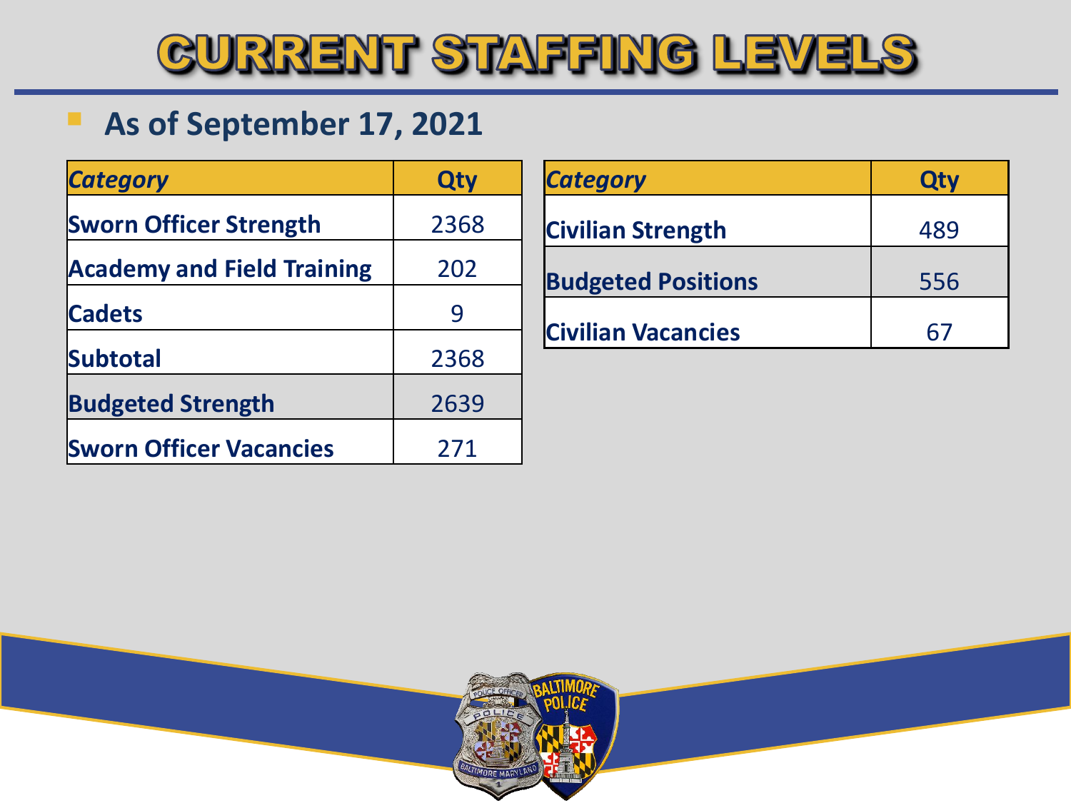# CURRENT STAFFING LEVELS

- **As of September 17, 2021**

| *Category* | Qty |
|---|---|
| **Sworn Officer Strength** | 2368 |
| **Academy and Field Training** | 202 |
| **Cadets** | 9 |
| **Subtotal** | 2368 |
| **Budgeted Strength** | 2639 |
| **Sworn Officer Vacancies** | 271 |

| *Category* | Qty |
|---|---|
| **Civilian Strength** | 489 |
| **Budgeted Positions** | 556 |
| **Civilian Vacancies** | 67 |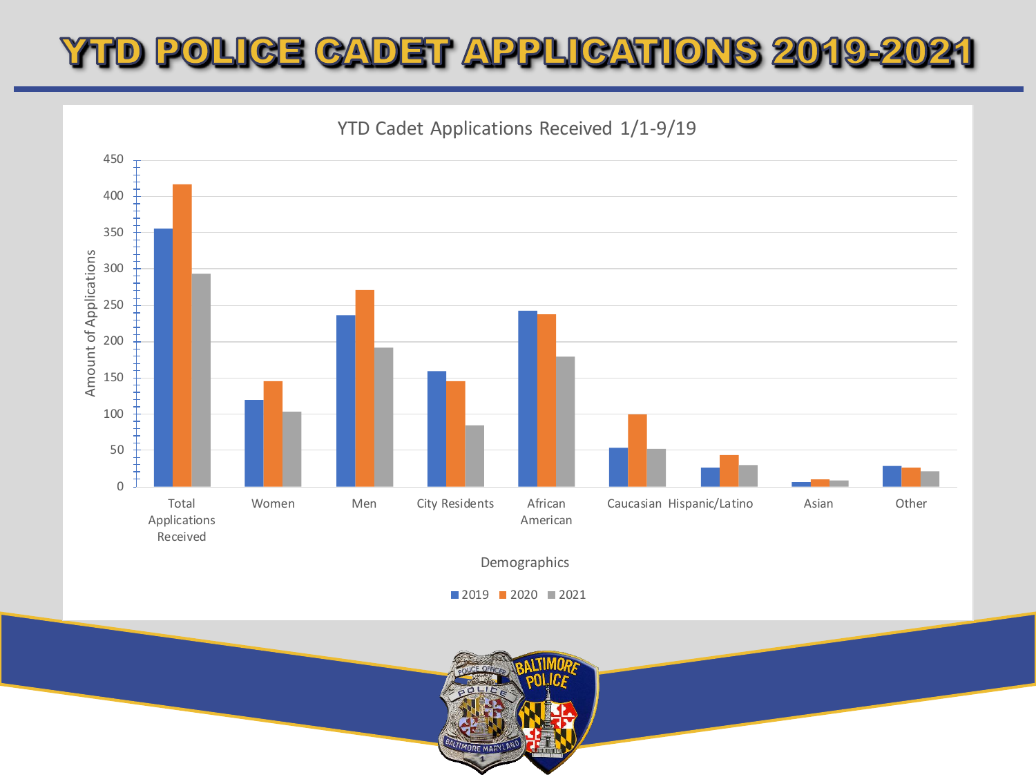# YTD POLICE CADET APPLICATIONS 2019-2021

YTD Cadet Applications Received 1/1-9/19

Amount of Applications

450
400
350
300
250
200
150
100
50
0

Total Applications Received
Women
Men
City Residents
African American
Caucasian
Hispanic/Latino
Asian
Other

Demographics

2019 2020 2021

BALTIMORE POLICE